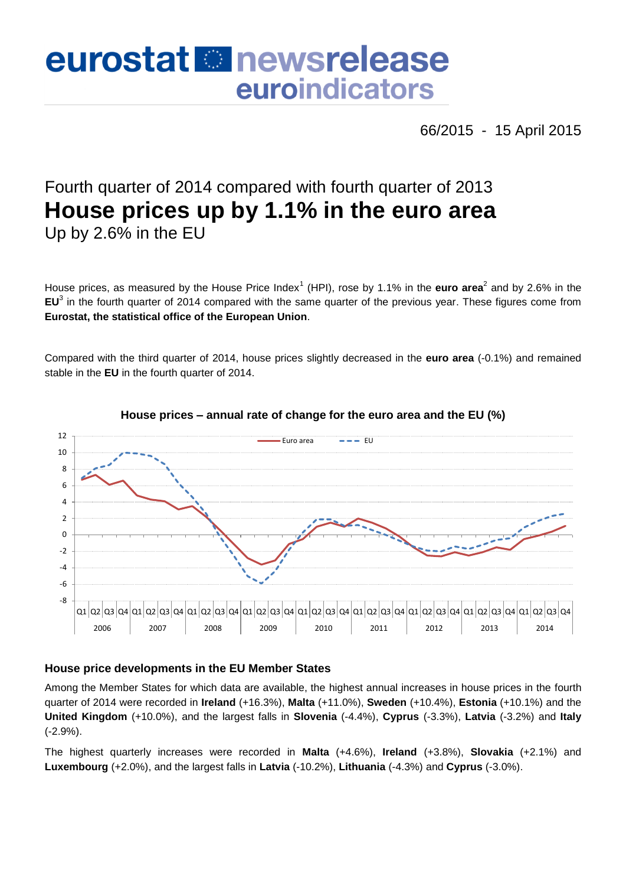# eurostat newsrelease euroindicators

66/2015 - 15 April 2015

## Fourth quarter of 2014 compared with fourth quarter of 2013

# House prices up by 1.1% in the euro area

## Up by 2.6% in the EU

House prices, as measured by the House Price Index[1] (HPI), rose by 1.1% in the **euro area**[2] and by 2.6% in the **EU**[3] in the fourth quarter of 2014 compared with the same quarter of the previous year. These figures come from **Eurostat, the statistical office of the European Union**.

Compared with the third quarter of 2014, house prices slightly decreased in the **euro area** (-0.1%) and remained stable in the **EU** in the fourth quarter of 2014.

**House prices – annual rate of change for the euro area and the EU (%)**

### House price developments in the EU Member States

Among the Member States for which data are available, the highest annual increases in house prices in the fourth quarter of 2014 were recorded in **Ireland** (+16.3%), **Malta** (+11.0%), **Sweden** (+10.4%), **Estonia** (+10.1%) and the **United Kingdom** (+10.0%), and the largest falls in **Slovenia** (-4.4%), **Cyprus** (-3.3%), **Latvia** (-3.2%) and **Italy** (-2.9%).

The highest quarterly increases were recorded in **Malta** (+4.6%), **Ireland** (+3.8%), **Slovakia** (+2.1%) and **Luxembourg** (+2.0%), and the largest falls in **Latvia** (-10.2%), **Lithuania** (-4.3%) and **Cyprus** (-3.0%).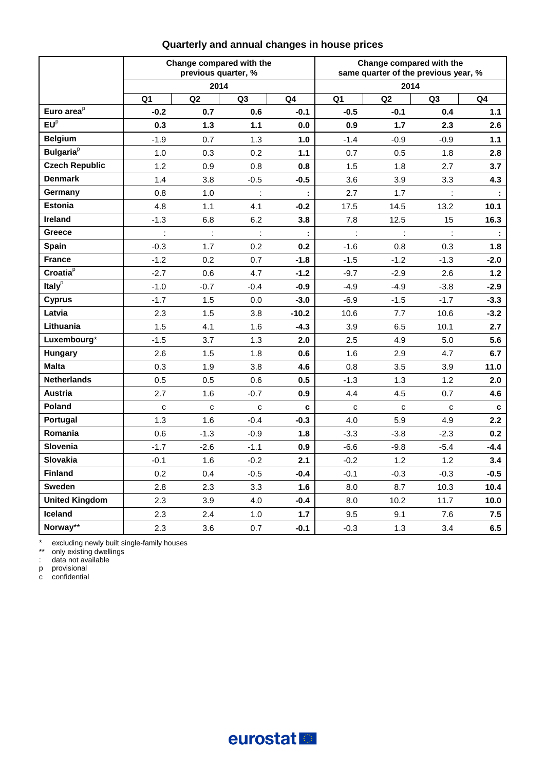## Quarterly and annual changes in house prices

| | Change compared with the previous quarter, % | | | | Change compared with the same quarter of the previous year, % | | | |
|---|---|---|---|---|---|---|---|---|
| | 2014 | | | | 2014 | | | |
| | Q1 | Q2 | Q3 | Q4 | Q1 | Q2 | Q3 | Q4 |
| **Euro area**p | **-0.2** | **0.7** | **0.6** | **-0.1** | **-0.5** | **-0.1** | **0.4** | **1.1** |
| **EU**p | **0.3** | **1.3** | **1.1** | **0.0** | **0.9** | **1.7** | **2.3** | **2.6** |
| **Belgium** | -1.9 | 0.7 | 1.3 | **1.0** | -1.4 | -0.9 | -0.9 | **1.1** |
| **Bulgaria**p | 1.0 | 0.3 | 0.2 | **1.1** | 0.7 | 0.5 | 1.8 | **2.8** |
| **Czech Republic** | 1.2 | 0.9 | 0.8 | **0.8** | 1.5 | 1.8 | 2.7 | **3.7** |
| **Denmark** | 1.4 | 3.8 | -0.5 | **-0.5** | 3.6 | 3.9 | 3.3 | **4.3** |
| **Germany** | 0.8 | 1.0 | : | **:** | 2.7 | 1.7 | : | **:** |
| **Estonia** | 4.8 | 1.1 | 4.1 | **-0.2** | 17.5 | 14.5 | 13.2 | **10.1** |
| **Ireland** | -1.3 | 6.8 | 6.2 | **3.8** | 7.8 | 12.5 | 15 | **16.3** |
| **Greece** | : | : | : | **:** | : | : | : | **:** |
| **Spain** | -0.3 | 1.7 | 0.2 | **0.2** | -1.6 | 0.8 | 0.3 | **1.8** |
| **France** | -1.2 | 0.2 | 0.7 | **-1.8** | -1.5 | -1.2 | -1.3 | **-2.0** |
| **Croatia**p | -2.7 | 0.6 | 4.7 | **-1.2** | -9.7 | -2.9 | 2.6 | **1.2** |
| **Italy**p | -1.0 | -0.7 | -0.4 | **-0.9** | -4.9 | -4.9 | -3.8 | **-2.9** |
| **Cyprus** | -1.7 | 1.5 | 0.0 | **-3.0** | -6.9 | -1.5 | -1.7 | **-3.3** |
| **Latvia** | 2.3 | 1.5 | 3.8 | **-10.2** | 10.6 | 7.7 | 10.6 | **-3.2** |
| **Lithuania** | 1.5 | 4.1 | 1.6 | **-4.3** | 3.9 | 6.5 | 10.1 | **2.7** |
| **Luxembourg*** | -1.5 | 3.7 | 1.3 | **2.0** | 2.5 | 4.9 | 5.0 | **5.6** |
| **Hungary** | 2.6 | 1.5 | 1.8 | **0.6** | 1.6 | 2.9 | 4.7 | **6.7** |
| **Malta** | 0.3 | 1.9 | 3.8 | **4.6** | 0.8 | 3.5 | 3.9 | **11.0** |
| **Netherlands** | 0.5 | 0.5 | 0.6 | **0.5** | -1.3 | 1.3 | 1.2 | **2.0** |
| **Austria** | 2.7 | 1.6 | -0.7 | **0.9** | 4.4 | 4.5 | 0.7 | **4.6** |
| **Poland** | c | c | c | **c** | c | c | c | **c** |
| **Portugal** | 1.3 | 1.6 | -0.4 | **-0.3** | 4.0 | 5.9 | 4.9 | **2.2** |
| **Romania** | 0.6 | -1.3 | -0.9 | **1.8** | -3.3 | -3.8 | -2.3 | **0.2** |
| **Slovenia** | -1.7 | -2.6 | -1.1 | **0.9** | -6.6 | -9.8 | -5.4 | **-4.4** |
| **Slovakia** | -0.1 | 1.6 | -0.2 | **2.1** | -0.2 | 1.2 | 1.2 | **3.4** |
| **Finland** | 0.2 | 0.4 | -0.5 | **-0.4** | -0.1 | -0.3 | -0.3 | **-0.5** |
| **Sweden** | 2.8 | 2.3 | 3.3 | **1.6** | 8.0 | 8.7 | 10.3 | **10.4** |
| **United Kingdom** | 2.3 | 3.9 | 4.0 | **-0.4** | 8.0 | 10.2 | 11.7 | **10.0** |
| **Iceland** | 2.3 | 2.4 | 1.0 | **1.7** | 9.5 | 9.1 | 7.6 | **7.5** |
| **Norway**** | 2.3 | 3.6 | 0.7 | **-0.1** | -0.3 | 1.3 | 3.4 | **6.5** |

\* excluding newly built single-family houses
\*\* only existing dwellings
: data not available
p provisional
c confidential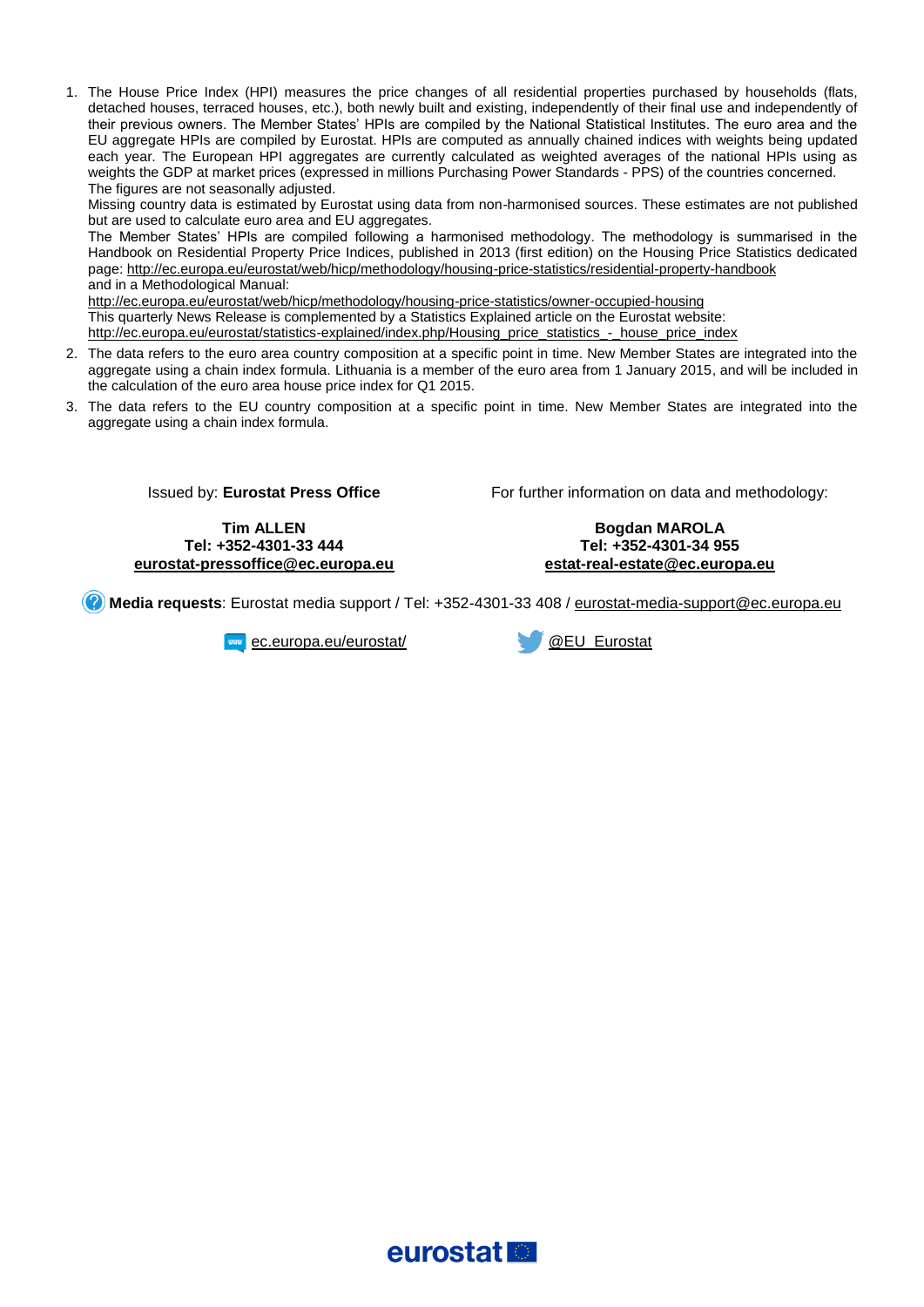1. The House Price Index (HPI) measures the price changes of all residential properties purchased by households (flats, detached houses, terraced houses, etc.), both newly built and existing, independently of their final use and independently of their previous owners. The Member States' HPIs are compiled by the National Statistical Institutes. The euro area and the EU aggregate HPIs are compiled by Eurostat. HPIs are computed as annually chained indices with weights being updated each year. The European HPI aggregates are currently calculated as weighted averages of the national HPIs using as weights the GDP at market prices (expressed in millions Purchasing Power Standards - PPS) of the countries concerned.
   The figures are not seasonally adjusted.
   Missing country data is estimated by Eurostat using data from non-harmonised sources. These estimates are not published but are used to calculate euro area and EU aggregates.
   The Member States' HPIs are compiled following a harmonised methodology. The methodology is summarised in the Handbook on Residential Property Price Indices, published in 2013 (first edition) on the Housing Price Statistics dedicated page: http://ec.europa.eu/eurostat/web/hicp/methodology/housing-price-statistics/residential-property-handbook
   and in a Methodological Manual:
   http://ec.europa.eu/eurostat/web/hicp/methodology/housing-price-statistics/owner-occupied-housing
   This quarterly News Release is complemented by a Statistics Explained article on the Eurostat website:
   http://ec.europa.eu/eurostat/statistics-explained/index.php/Housing_price_statistics_-_house_price_index
2. The data refers to the euro area country composition at a specific point in time. New Member States are integrated into the aggregate using a chain index formula. Lithuania is a member of the euro area from 1 January 2015, and will be included in the calculation of the euro area house price index for Q1 2015.
3. The data refers to the EU country composition at a specific point in time. New Member States are integrated into the aggregate using a chain index formula.

Issued by: **Eurostat Press Office**

**Tim ALLEN**
**Tel: +352-4301-33 444**
**eurostat-pressoffice@ec.europa.eu**

For further information on data and methodology:

**Bogdan MAROLA**
**Tel: +352-4301-34 955**
**estat-real-estate@ec.europa.eu**

**Media requests**: Eurostat media support / Tel: +352-4301-33 408 / eurostat-media-support@ec.europa.eu

ec.europa.eu/eurostat/

@EU_Eurostat